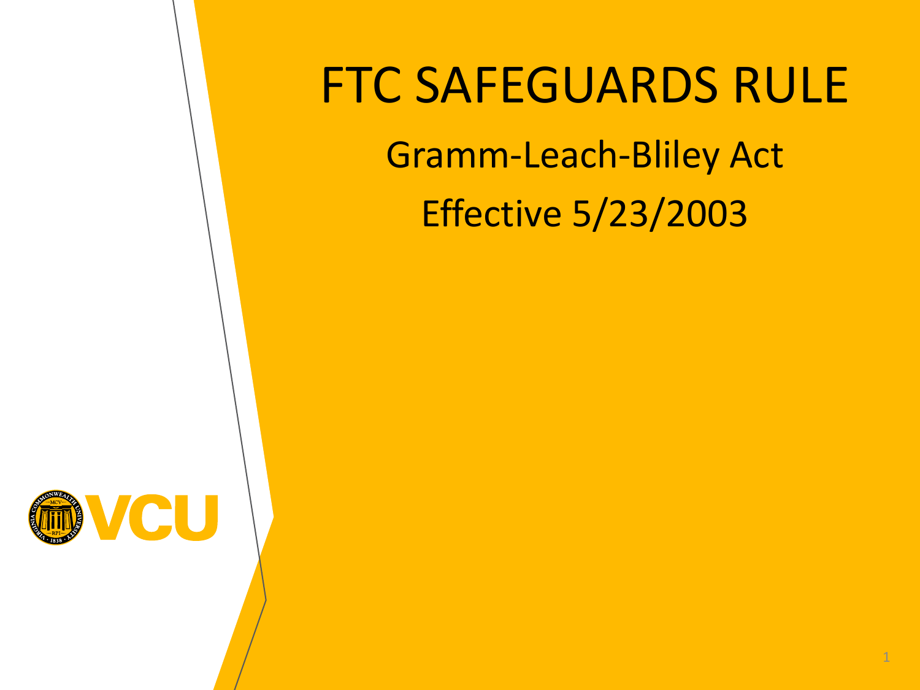# FTC SAFEGUARDS RULE

## Gramm-Leach-Bliley Act

## Effective 5/23/2003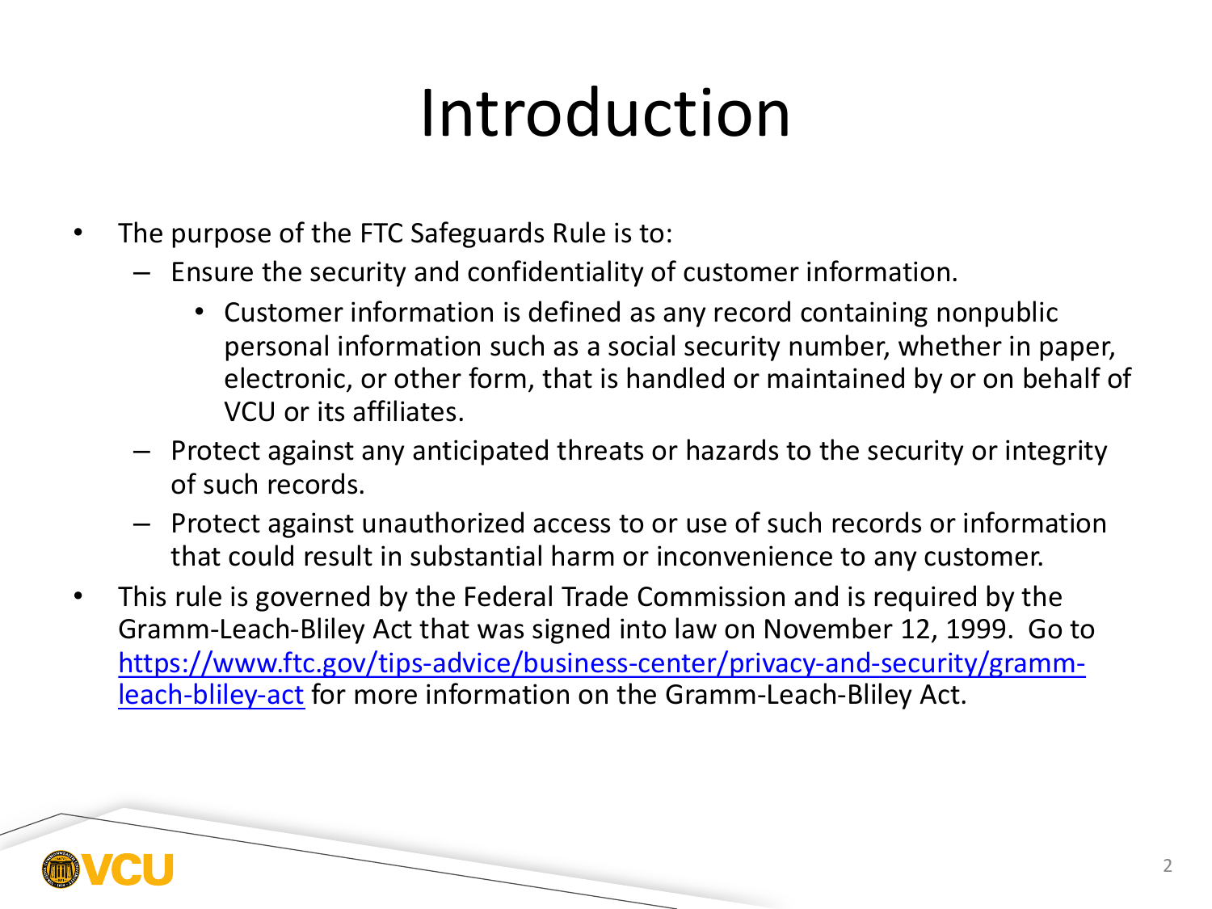# Introduction

- The purpose of the FTC Safeguards Rule is to:
  - Ensure the security and confidentiality of customer information.
    - Customer information is defined as any record containing nonpublic personal information such as a social security number, whether in paper, electronic, or other form, that is handled or maintained by or on behalf of VCU or its affiliates.
  - Protect against any anticipated threats or hazards to the security or integrity of such records.
  - Protect against unauthorized access to or use of such records or information that could result in substantial harm or inconvenience to any customer.
- This rule is governed by the Federal Trade Commission and is required by the Gramm-Leach-Bliley Act that was signed into law on November 12, 1999. Go to [https://www.ftc.gov/tips-advice/business-center/privacy-and-security/gramm-leach-bliley-act](https://www.ftc.gov/tips-advice/business-center/privacy-and-security/gramm-leach-bliley-act) for more information on the Gramm-Leach-Bliley Act.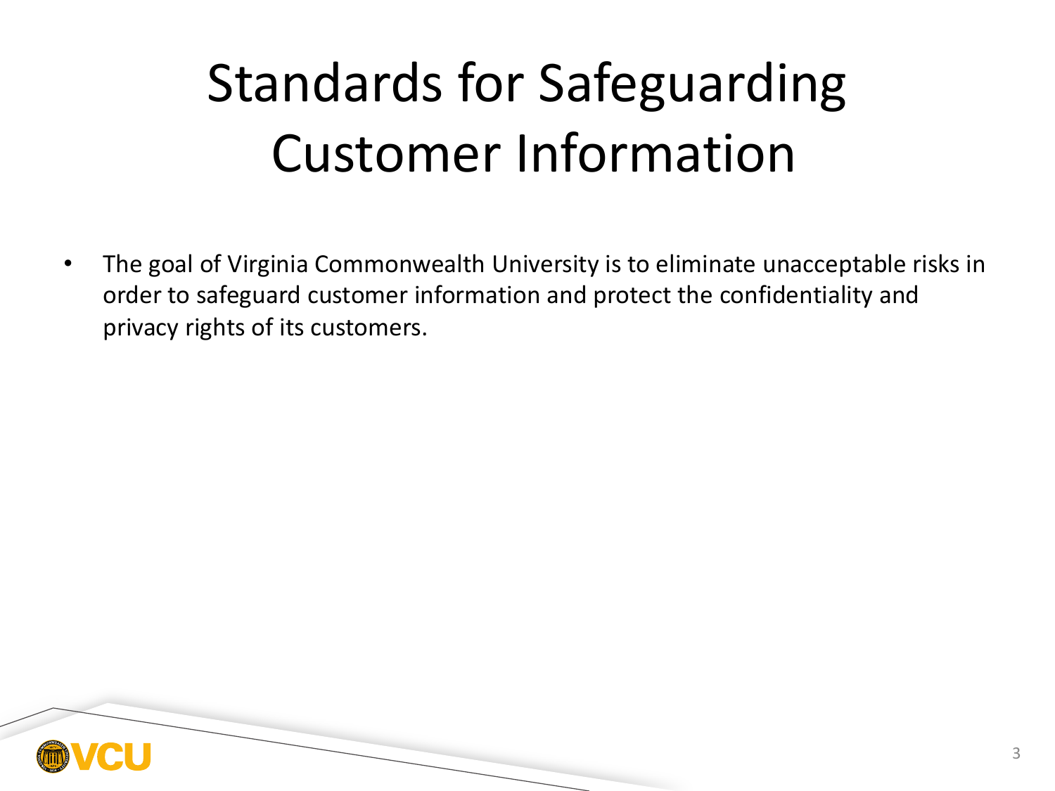# Standards for Safeguarding Customer Information

- The goal of Virginia Commonwealth University is to eliminate unacceptable risks in order to safeguard customer information and protect the confidentiality and privacy rights of its customers.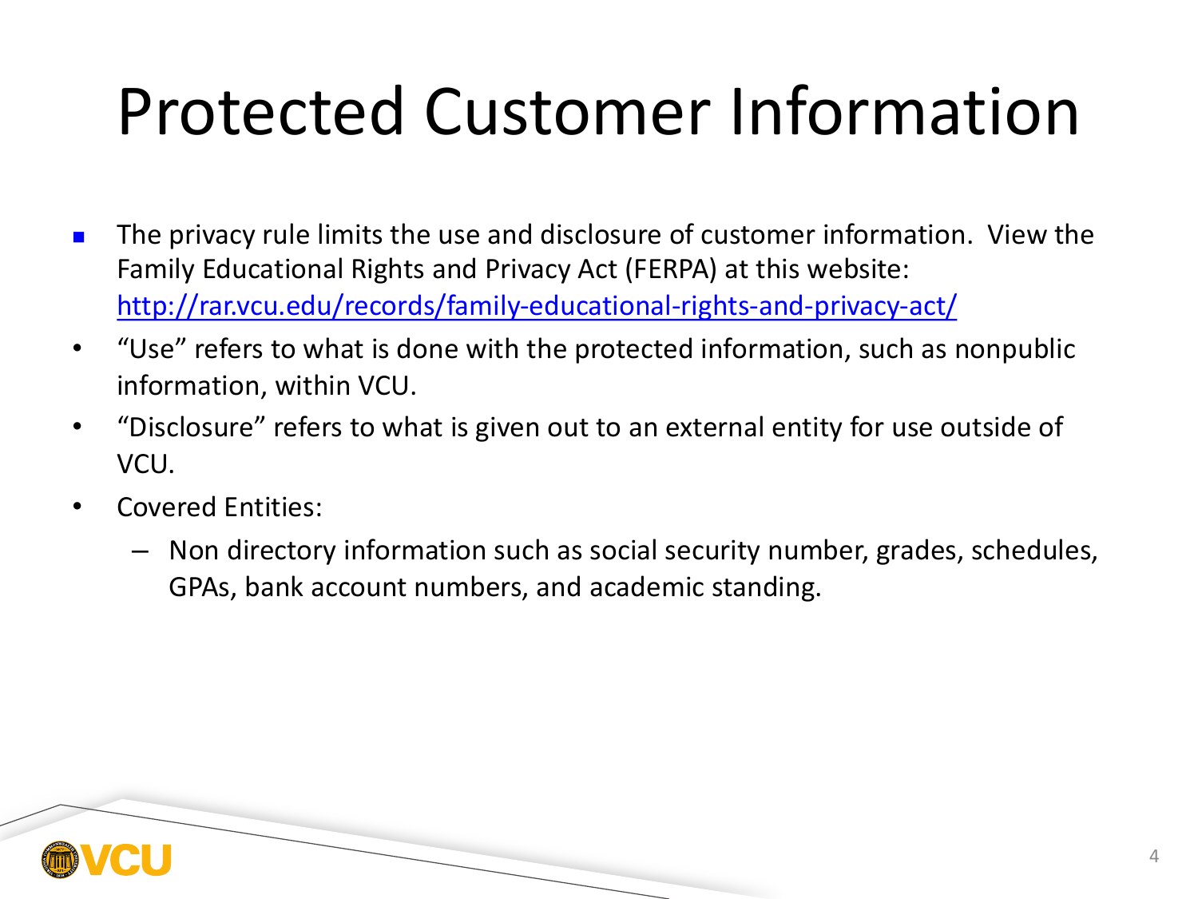# Protected Customer Information

- The privacy rule limits the use and disclosure of customer information. View the Family Educational Rights and Privacy Act (FERPA) at this website: [http://rar.vcu.edu/records/family-educational-rights-and-privacy-act/](http://rar.vcu.edu/records/family-educational-rights-and-privacy-act/)
- "Use" refers to what is done with the protected information, such as nonpublic information, within VCU.
- "Disclosure" refers to what is given out to an external entity for use outside of VCU.
- Covered Entities:
  - Non directory information such as social security number, grades, schedules, GPAs, bank account numbers, and academic standing.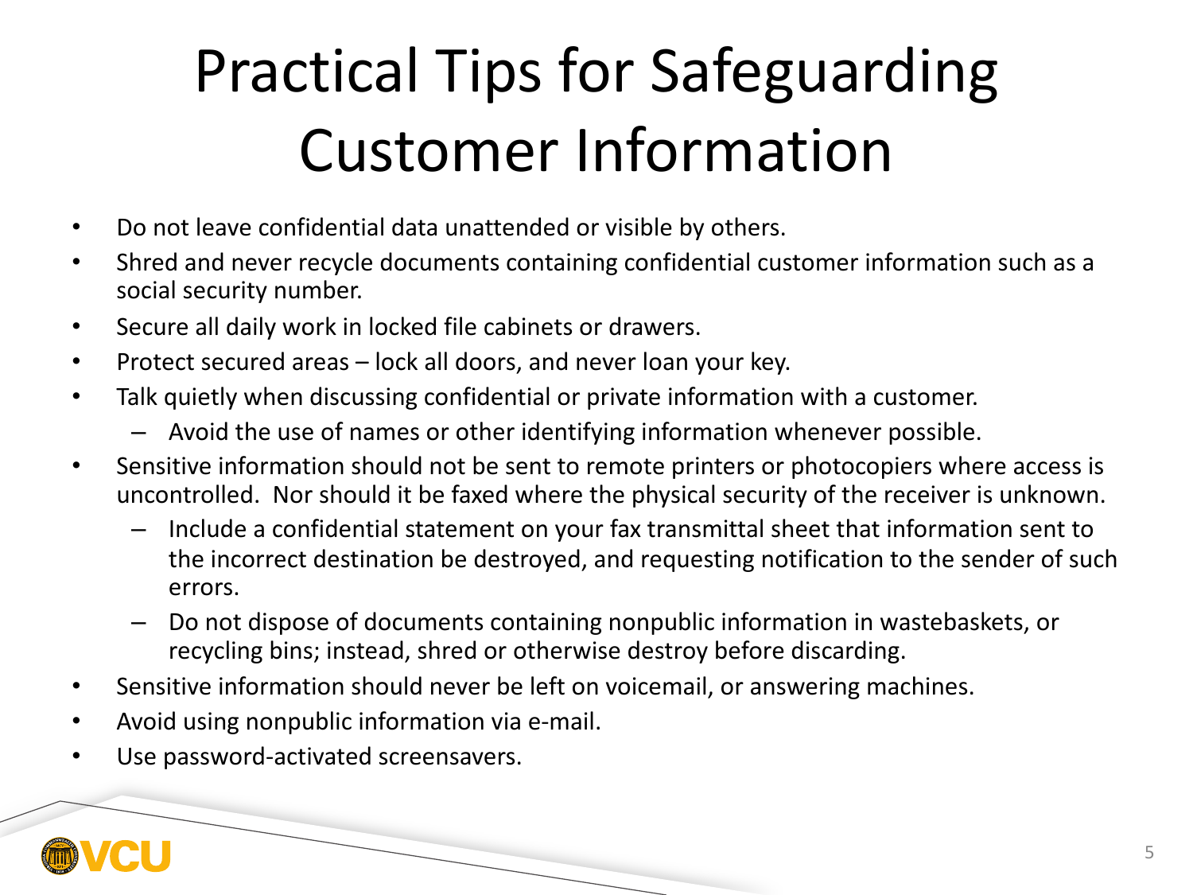# Practical Tips for Safeguarding Customer Information

- Do not leave confidential data unattended or visible by others.
- Shred and never recycle documents containing confidential customer information such as a social security number.
- Secure all daily work in locked file cabinets or drawers.
- Protect secured areas – lock all doors, and never loan your key.
- Talk quietly when discussing confidential or private information with a customer.
  - Avoid the use of names or other identifying information whenever possible.
- Sensitive information should not be sent to remote printers or photocopiers where access is uncontrolled. Nor should it be faxed where the physical security of the receiver is unknown.
  - Include a confidential statement on your fax transmittal sheet that information sent to the incorrect destination be destroyed, and requesting notification to the sender of such errors.
  - Do not dispose of documents containing nonpublic information in wastebaskets, or recycling bins; instead, shred or otherwise destroy before discarding.
- Sensitive information should never be left on voicemail, or answering machines.
- Avoid using nonpublic information via e-mail.
- Use password-activated screensavers.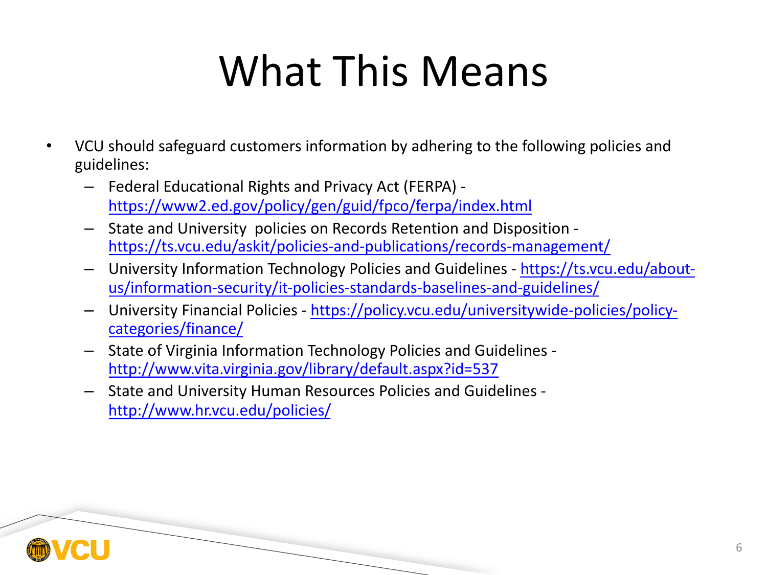# What This Means

- VCU should safeguard customers information by adhering to the following policies and guidelines:
  - Federal Educational Rights and Privacy Act (FERPA) - https://www2.ed.gov/policy/gen/guid/fpco/ferpa/index.html
  - State and University policies on Records Retention and Disposition - https://ts.vcu.edu/askit/policies-and-publications/records-management/
  - University Information Technology Policies and Guidelines - https://ts.vcu.edu/about-us/information-security/it-policies-standards-baselines-and-guidelines/
  - University Financial Policies - https://policy.vcu.edu/universitywide-policies/policy-categories/finance/
  - State of Virginia Information Technology Policies and Guidelines - http://www.vita.virginia.gov/library/default.aspx?id=537
  - State and University Human Resources Policies and Guidelines - http://www.hr.vcu.edu/policies/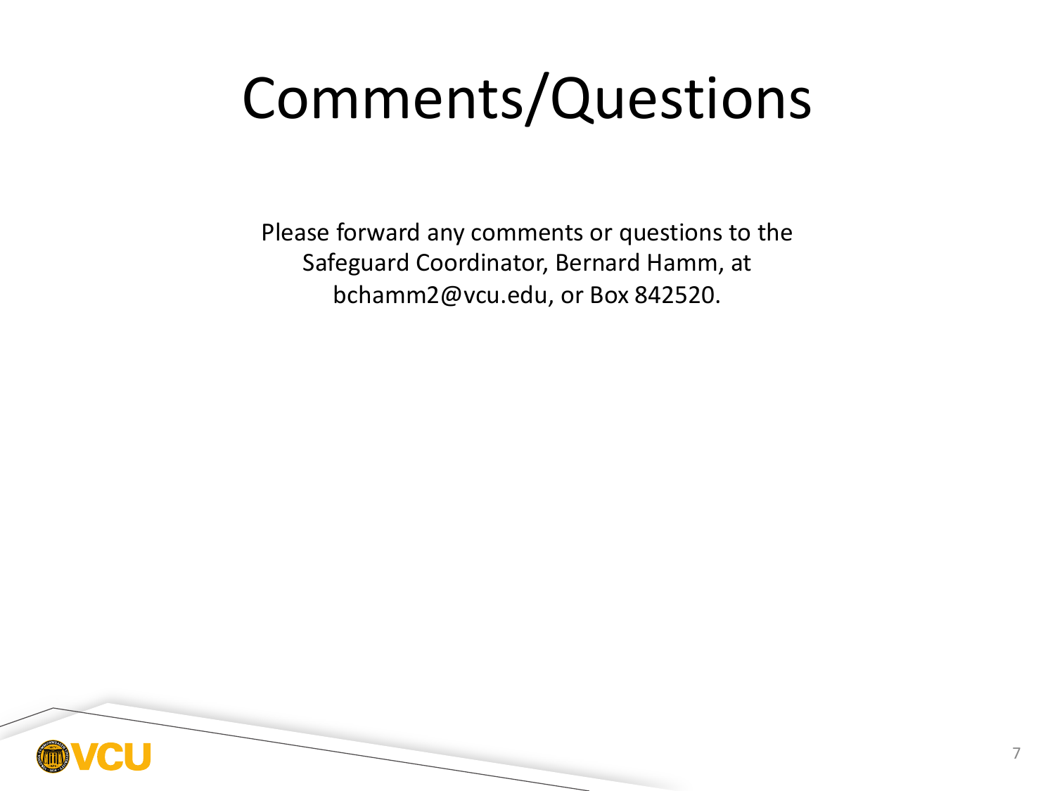# Comments/Questions

Please forward any comments or questions to the Safeguard Coordinator, Bernard Hamm, at bchamm2@vcu.edu, or Box 842520.